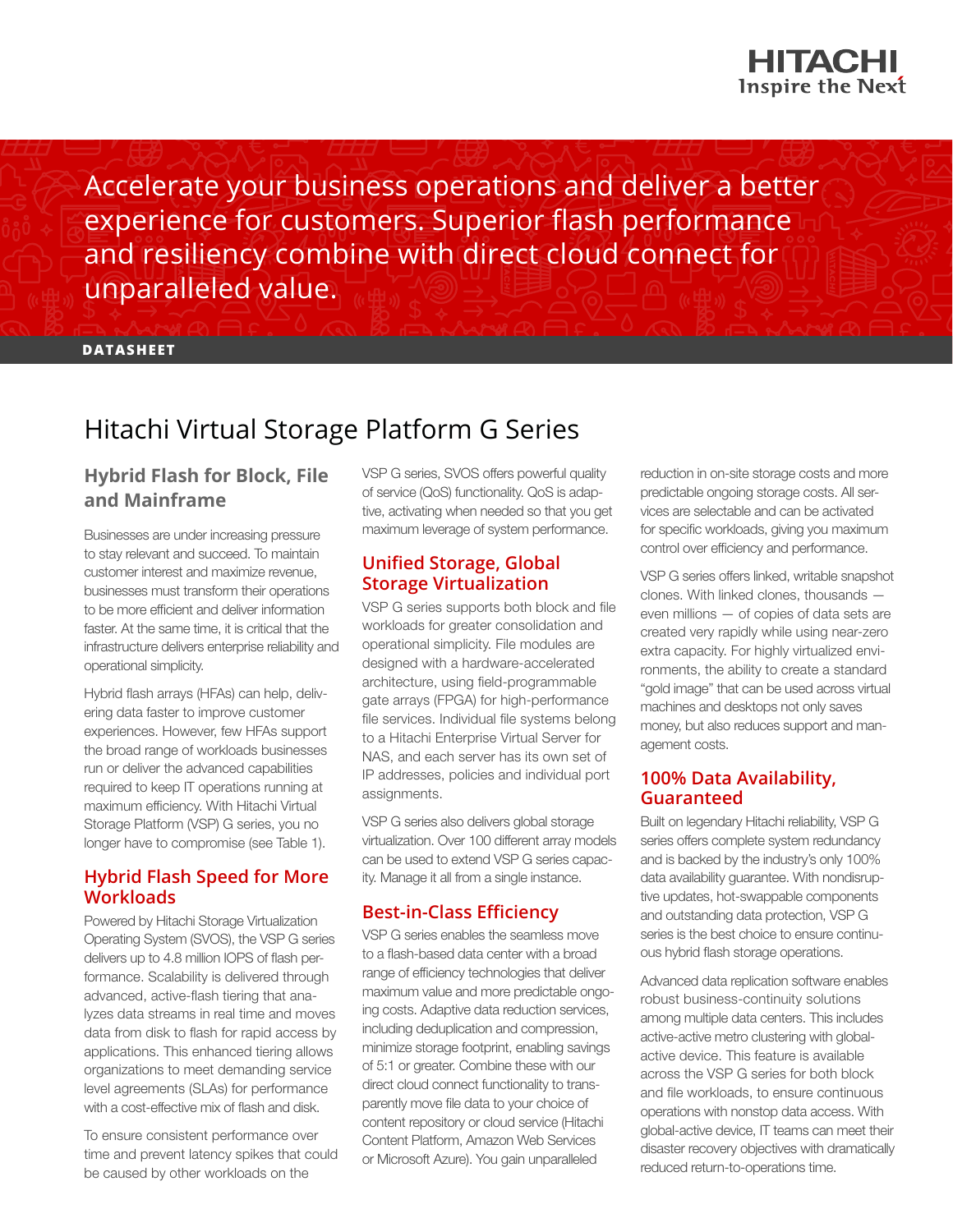Accelerate your business operations and deliver a better experience for customers. Superior flash performance and resiliency combine with direct cloud connect for unparalleled value.

**DATASHEET**

# Hitachi Virtual Storage Platform G Series

## Hybrid Flash for Block, File and Mainframe

Businesses are under increasing pressure to stay relevant and succeed. To maintain customer interest and maximize revenue, businesses must transform their operations to be more efficient and deliver information faster. At the same time, it is critical that the infrastructure delivers enterprise reliability and operational simplicity.

Hybrid flash arrays (HFAs) can help, delivering data faster to improve customer experiences. However, few HFAs support the broad range of workloads businesses run or deliver the advanced capabilities required to keep IT operations running at maximum efficiency. With Hitachi Virtual Storage Platform (VSP) G series, you no longer have to compromise (see Table 1).

## Hybrid Flash Speed for More Workloads

Powered by Hitachi Storage Virtualization Operating System (SVOS), the VSP G series delivers up to 4.8 million IOPS of flash performance. Scalability is delivered through advanced, active-flash tiering that analyzes data streams in real time and moves data from disk to flash for rapid access by applications. This enhanced tiering allows organizations to meet demanding service level agreements (SLAs) for performance with a cost-effective mix of flash and disk.

To ensure consistent performance over time and prevent latency spikes that could be caused by other workloads on the VSP G series, SVOS offers powerful quality of service (QoS) functionality. QoS is adaptive, activating when needed so that you get maximum leverage of system performance.

## Unified Storage, Global Storage Virtualization

VSP G series supports both block and file workloads for greater consolidation and operational simplicity. File modules are designed with a hardware-accelerated architecture, using field-programmable gate arrays (FPGA) for high-performance file services. Individual file systems belong to a Hitachi Enterprise Virtual Server for NAS, and each server has its own set of IP addresses, policies and individual port assignments.

VSP G series also delivers global storage virtualization. Over 100 different array models can be used to extend VSP G series capacity. Manage it all from a single instance.

## Best-in-Class Efficiency

VSP G series enables the seamless move to a flash-based data center with a broad range of efficiency technologies that deliver maximum value and more predictable ongoing costs. Adaptive data reduction services, including deduplication and compression, minimize storage footprint, enabling savings of 5:1 or greater. Combine these with our direct cloud connect functionality to transparently move file data to your choice of content repository or cloud service (Hitachi Content Platform, Amazon Web Services or Microsoft Azure). You gain unparalleled reduction in on-site storage costs and more predictable ongoing storage costs. All services are selectable and can be activated for specific workloads, giving you maximum control over efficiency and performance.

VSP G series offers linked, writable snapshot clones. With linked clones, thousands — even millions — of copies of data sets are created very rapidly while using near-zero extra capacity. For highly virtualized environments, the ability to create a standard "gold image" that can be used across virtual machines and desktops not only saves money, but also reduces support and management costs.

## 100% Data Availability, Guaranteed

Built on legendary Hitachi reliability, VSP G series offers complete system redundancy and is backed by the industry's only 100% data availability guarantee. With nondisruptive updates, hot-swappable components and outstanding data protection, VSP G series is the best choice to ensure continuous hybrid flash storage operations.

Advanced data replication software enables robust business-continuity solutions among multiple data centers. This includes active-active metro clustering with global-active device. This feature is available across the VSP G series for both block and file workloads, to ensure continuous operations with nonstop data access. With global-active device, IT teams can meet their disaster recovery objectives with dramatically reduced return-to-operations time.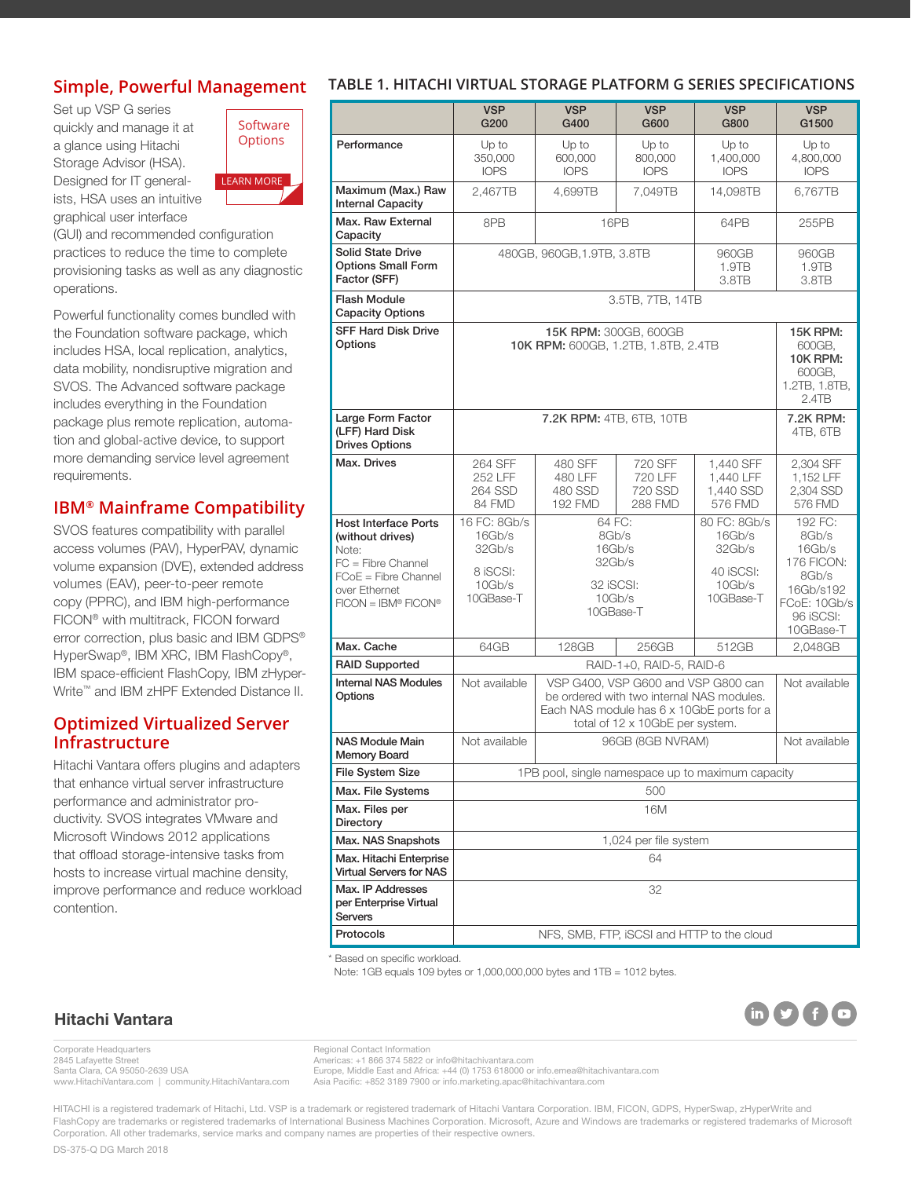## Simple, Powerful Management

Set up VSP G series quickly and manage it at a glance using Hitachi Storage Advisor (HSA). Designed for IT generalists, HSA uses an intuitive graphical user interface (GUI) and recommended configuration practices to reduce the time to complete provisioning tasks as well as any diagnostic operations.

Software Options

LEARN MORE

Powerful functionality comes bundled with the Foundation software package, which includes HSA, local replication, analytics, data mobility, nondisruptive migration and SVOS. The Advanced software package includes everything in the Foundation package plus remote replication, automation and global-active device, to support more demanding service level agreement requirements.

## IBM® Mainframe Compatibility

SVOS features compatibility with parallel access volumes (PAV), HyperPAV, dynamic volume expansion (DVE), extended address volumes (EAV), peer-to-peer remote copy (PPRC), and IBM high-performance FICON® with multitrack, FICON forward error correction, plus basic and IBM GDPS® HyperSwap®, IBM XRC, IBM FlashCopy®, IBM space-efficient FlashCopy, IBM zHyperWrite™ and IBM zHPF Extended Distance II.

## Optimized Virtualized Server Infrastructure

Hitachi Vantara offers plugins and adapters that enhance virtual server infrastructure performance and administrator productivity. SVOS integrates VMware and Microsoft Windows 2012 applications that offload storage-intensive tasks from hosts to increase virtual machine density, improve performance and reduce workload contention.

## TABLE 1. HITACHI VIRTUAL STORAGE PLATFORM G SERIES SPECIFICATIONS

| | VSP G200 | VSP G400 | VSP G600 | VSP G800 | VSP G1500 |
|---|---|---|---|---|---|
| **Performance** | Up to 350,000 IOPS | Up to 600,000 IOPS | Up to 800,000 IOPS | Up to 1,400,000 IOPS | Up to 4,800,000 IOPS |
| **Maximum (Max.) Raw Internal Capacity** | 2,467TB | 4,699TB | 7,049TB | 14,098TB | 6,767TB |
| **Max. Raw External Capacity** | 8PB | 16PB | | 64PB | 255PB |
| **Solid State Drive Options Small Form Factor (SFF)** | 480GB, 960GB,1.9TB, 3.8TB | | | 960GB 1.9TB 3.8TB | 960GB 1.9TB 3.8TB |
| **Flash Module Capacity Options** | 3.5TB, 7TB, 14TB | | | | |
| **SFF Hard Disk Drive Options** | **15K RPM:** 300GB, 600GB **10K RPM:** 600GB, 1.2TB, 1.8TB, 2.4TB | | | | **15K RPM:** 600GB, **10K RPM:** 600GB, 1.2TB, 1.8TB, 2.4TB |
| **Large Form Factor (LFF) Hard Disk Drives Options** | **7.2K RPM:** 4TB, 6TB, 10TB | | | | **7.2K RPM:** 4TB, 6TB |
| **Max. Drives** | 264 SFF 252 LFF 264 SSD 84 FMD | 480 SFF 480 LFF 480 SSD 192 FMD | 720 SFF 720 LFF 720 SSD 288 FMD | 1,440 SFF 1,440 LFF 1,440 SSD 576 FMD | 2,304 SFF 1,152 LFF 2,304 SSD 576 FMD |
| **Host Interface Ports (without drives)** Note: FC = Fibre Channel FCoE = Fibre Channel over Ethernet FICON = IBM® FICON® | 16 FC: 8Gb/s 16Gb/s 32Gb/s 8 iSCSI: 10Gb/s 10GBase-T | 64 FC: 8Gb/s 16Gb/s 32Gb/s 32 iSCSI: 10Gb/s 10GBase-T | | 80 FC: 8Gb/s 16Gb/s 32Gb/s 40 iSCSI: 10Gb/s 10GBase-T | 192 FC: 8Gb/s 16Gb/s 176 FICON: 8Gb/s 16Gb/s192 FCoE: 10Gb/s 96 iSCSI: 10GBase-T |
| **Max. Cache** | 64GB | 128GB | 256GB | 512GB | 2,048GB |
| **RAID Supported** | RAID-1+0, RAID-5, RAID-6 | | | | |
| **Internal NAS Modules Options** | Not available | VSP G400, VSP G600 and VSP G800 can be ordered with two internal NAS modules. Each NAS module has 6 x 10GbE ports for a total of 12 x 10GbE per system. | | | Not available |
| **NAS Module Main Memory Board** | Not available | 96GB (8GB NVRAM) | | | Not available |
| **File System Size** | 1PB pool, single namespace up to maximum capacity | | | | |
| **Max. File Systems** | 500 | | | | |
| **Max. Files per Directory** | 16M | | | | |
| **Max. NAS Snapshots** | 1,024 per file system | | | | |
| **Max. Hitachi Enterprise Virtual Servers for NAS** | 64 | | | | |
| **Max. IP Addresses per Enterprise Virtual Servers** | 32 | | | | |
| **Protocols** | NFS, SMB, FTP, iSCSI and HTTP to the cloud | | | | |

\* Based on specific workload.

Note: 1GB equals 109 bytes or 1,000,000,000 bytes and 1TB = 1012 bytes.

**Hitachi Vantara**

Corporate Headquarters
2845 Lafayette Street
Santa Clara, CA 95050-2639 USA
www.HitachiVantara.com | community.HitachiVantara.com

Regional Contact Information
Americas: +1 866 374 5822 or info@hitachivantara.com
Europe, Middle East and Africa: +44 (0) 1753 618000 or info.emea@hitachivantara.com
Asia Pacific: +852 3189 7900 or info.marketing.apac@hitachivantara.com

HITACHI is a registered trademark of Hitachi, Ltd. VSP is a trademark or registered trademark of Hitachi Vantara Corporation. IBM, FICON, GDPS, HyperSwap, zHyperWrite and FlashCopy are trademarks or registered trademarks of International Business Machines Corporation. Microsoft, Azure and Windows are trademarks or registered trademarks of Microsoft Corporation. All other trademarks, service marks and company names are properties of their respective owners.

DS-375-Q DG March 2018